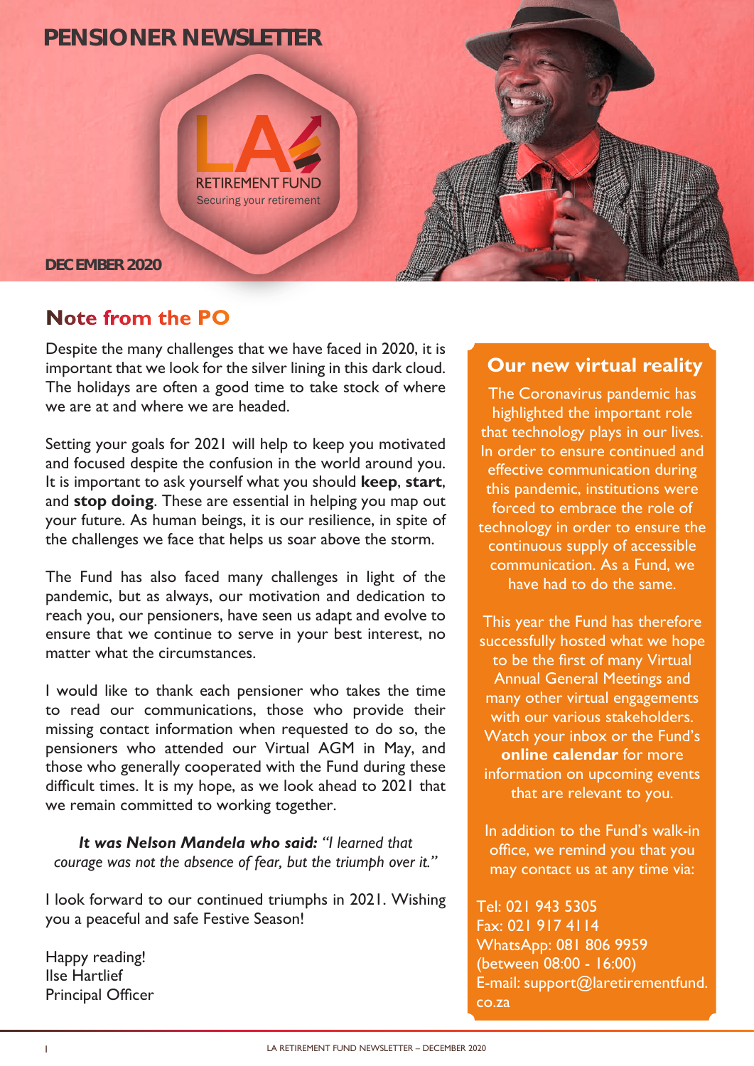# PENSIONER NEWSLETTER

LA RETIREMENT FUND
Securing your retirement

DECEMBER 2020

## Note from the PO

Despite the many challenges that we have faced in 2020, it is important that we look for the silver lining in this dark cloud. The holidays are often a good time to take stock of where we are at and where we are headed.

Setting your goals for 2021 will help to keep you motivated and focused despite the confusion in the world around you. It is important to ask yourself what you should **keep**, **start**, and **stop doing**. These are essential in helping you map out your future. As human beings, it is our resilience, in spite of the challenges we face that helps us soar above the storm.

The Fund has also faced many challenges in light of the pandemic, but as always, our motivation and dedication to reach you, our pensioners, have seen us adapt and evolve to ensure that we continue to serve in your best interest, no matter what the circumstances.

I would like to thank each pensioner who takes the time to read our communications, those who provide their missing contact information when requested to do so, the pensioners who attended our Virtual AGM in May, and those who generally cooperated with the Fund during these difficult times. It is my hope, as we look ahead to 2021 that we remain committed to working together.

***It was Nelson Mandela who said:*** *"I learned that courage was not the absence of fear, but the triumph over it."*

I look forward to our continued triumphs in 2021. Wishing you a peaceful and safe Festive Season!

Happy reading!
Ilse Hartlief
Principal Officer

## Our new virtual reality

The Coronavirus pandemic has highlighted the important role that technology plays in our lives. In order to ensure continued and effective communication during this pandemic, institutions were forced to embrace the role of technology in order to ensure the continuous supply of accessible communication. As a Fund, we have had to do the same.

This year the Fund has therefore successfully hosted what we hope to be the first of many Virtual Annual General Meetings and many other virtual engagements with our various stakeholders. Watch your inbox or the Fund's **online calendar** for more information on upcoming events that are relevant to you.

In addition to the Fund's walk-in office, we remind you that you may contact us at any time via:

Tel: 021 943 5305
Fax: 021 917 4114
WhatsApp: 081 806 9959
(between 08:00 - 16:00)
E-mail: support@laretirementfund.co.za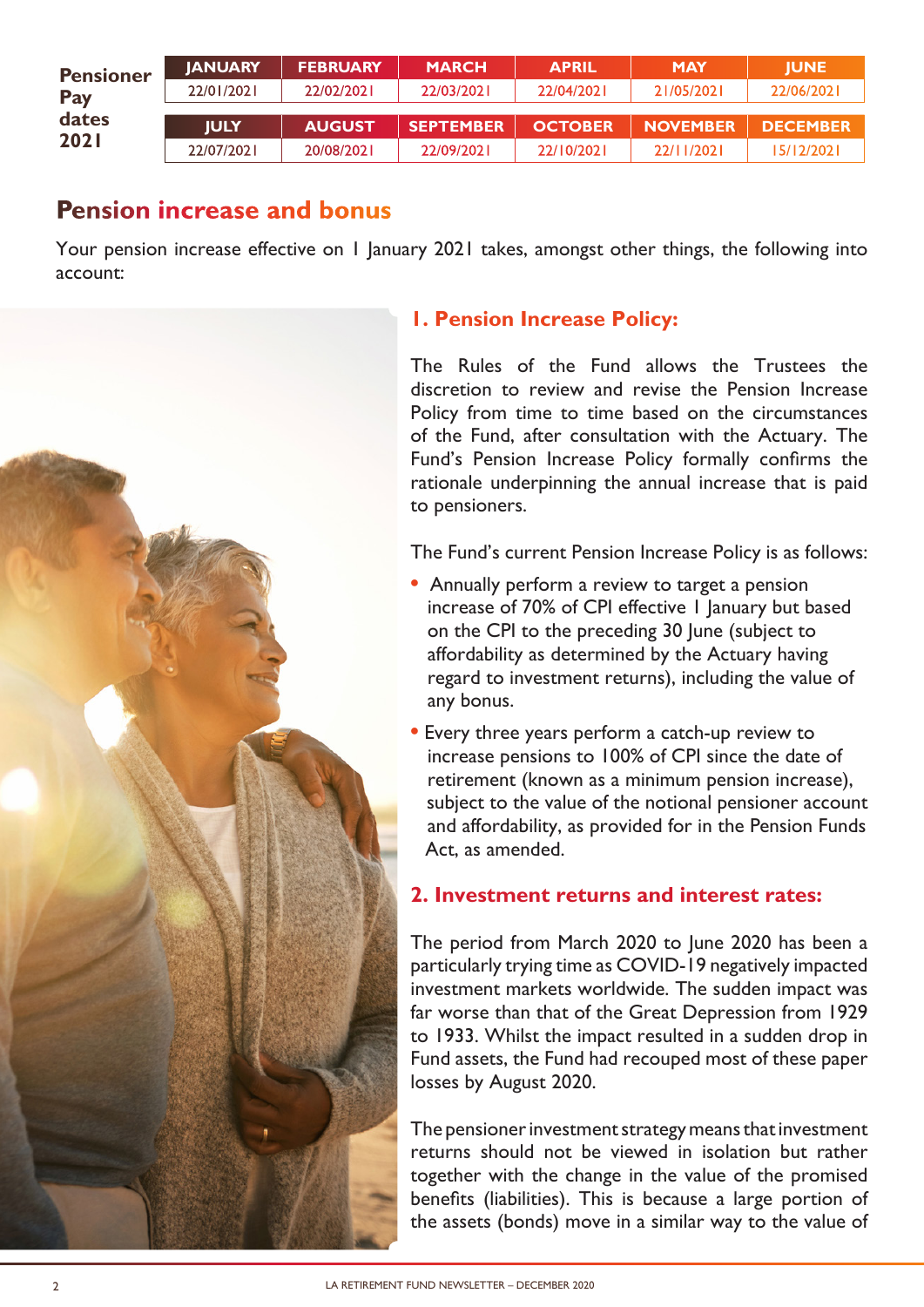**Pensioner Pay dates 2021**

| JANUARY | FEBRUARY | MARCH | APRIL | MAY | JUNE |
|---|---|---|---|---|---|
| 22/01/2021 | 22/02/2021 | 22/03/2021 | 22/04/2021 | 21/05/2021 | 22/06/2021 |
| **JULY** | **AUGUST** | **SEPTEMBER** | **OCTOBER** | **NOVEMBER** | **DECEMBER** |
| 22/07/2021 | 20/08/2021 | 22/09/2021 | 22/10/2021 | 22/11/2021 | 15/12/2021 |

## Pension increase and bonus

Your pension increase effective on 1 January 2021 takes, amongst other things, the following into account:

### 1. Pension Increase Policy:

The Rules of the Fund allows the Trustees the discretion to review and revise the Pension Increase Policy from time to time based on the circumstances of the Fund, after consultation with the Actuary. The Fund's Pension Increase Policy formally confirms the rationale underpinning the annual increase that is paid to pensioners.

The Fund's current Pension Increase Policy is as follows:

- Annually perform a review to target a pension increase of 70% of CPI effective 1 January but based on the CPI to the preceding 30 June (subject to affordability as determined by the Actuary having regard to investment returns), including the value of any bonus.
- Every three years perform a catch-up review to increase pensions to 100% of CPI since the date of retirement (known as a minimum pension increase), subject to the value of the notional pensioner account and affordability, as provided for in the Pension Funds Act, as amended.

### 2. Investment returns and interest rates:

The period from March 2020 to June 2020 has been a particularly trying time as COVID-19 negatively impacted investment markets worldwide. The sudden impact was far worse than that of the Great Depression from 1929 to 1933. Whilst the impact resulted in a sudden drop in Fund assets, the Fund had recouped most of these paper losses by August 2020.

The pensioner investment strategy means that investment returns should not be viewed in isolation but rather together with the change in the value of the promised benefits (liabilities). This is because a large portion of the assets (bonds) move in a similar way to the value of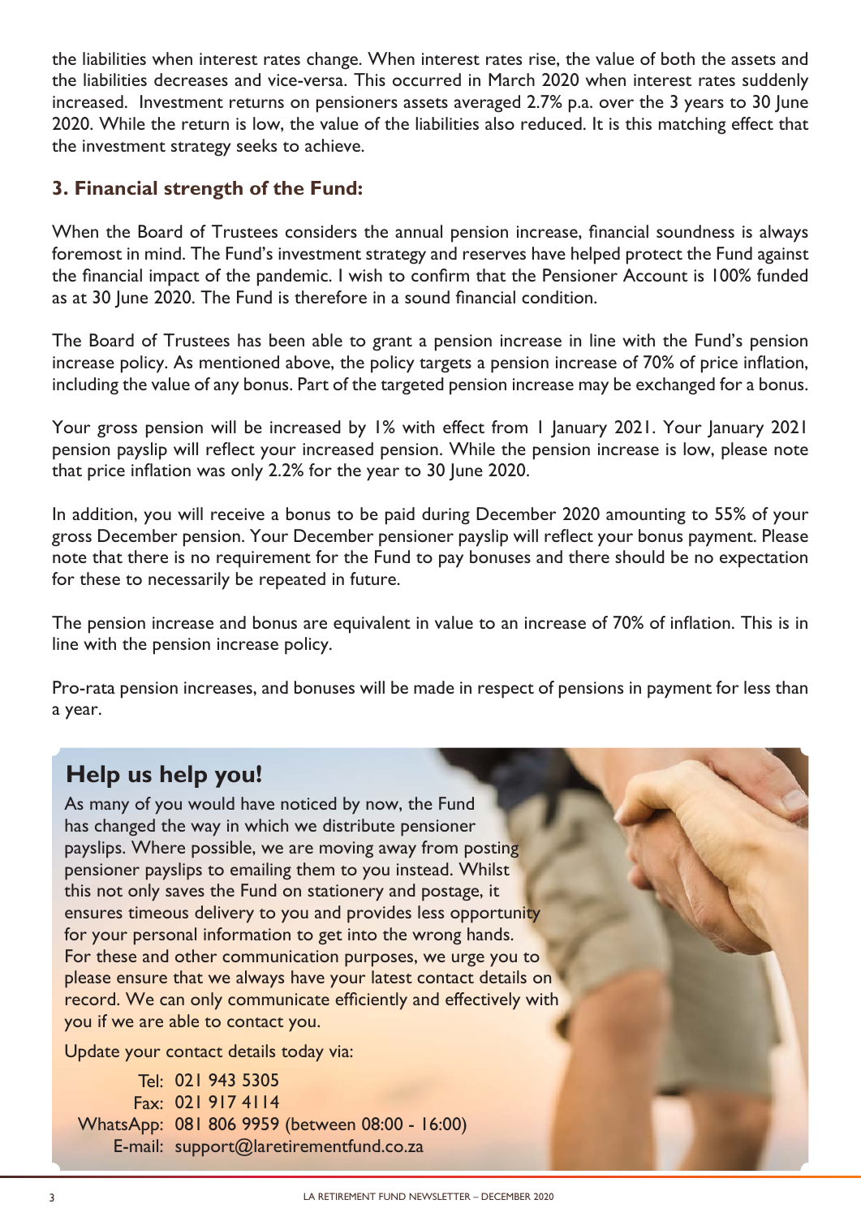the liabilities when interest rates change. When interest rates rise, the value of both the assets and the liabilities decreases and vice-versa. This occurred in March 2020 when interest rates suddenly increased. Investment returns on pensioners assets averaged 2.7% p.a. over the 3 years to 30 June 2020. While the return is low, the value of the liabilities also reduced. It is this matching effect that the investment strategy seeks to achieve.

### 3. Financial strength of the Fund:

When the Board of Trustees considers the annual pension increase, financial soundness is always foremost in mind. The Fund's investment strategy and reserves have helped protect the Fund against the financial impact of the pandemic. I wish to confirm that the Pensioner Account is 100% funded as at 30 June 2020. The Fund is therefore in a sound financial condition.

The Board of Trustees has been able to grant a pension increase in line with the Fund's pension increase policy. As mentioned above, the policy targets a pension increase of 70% of price inflation, including the value of any bonus. Part of the targeted pension increase may be exchanged for a bonus.

Your gross pension will be increased by 1% with effect from 1 January 2021. Your January 2021 pension payslip will reflect your increased pension. While the pension increase is low, please note that price inflation was only 2.2% for the year to 30 June 2020.

In addition, you will receive a bonus to be paid during December 2020 amounting to 55% of your gross December pension. Your December pensioner payslip will reflect your bonus payment. Please note that there is no requirement for the Fund to pay bonuses and there should be no expectation for these to necessarily be repeated in future.

The pension increase and bonus are equivalent in value to an increase of 70% of inflation. This is in line with the pension increase policy.

Pro-rata pension increases, and bonuses will be made in respect of pensions in payment for less than a year.

## Help us help you!

As many of you would have noticed by now, the Fund has changed the way in which we distribute pensioner payslips. Where possible, we are moving away from posting pensioner payslips to emailing them to you instead. Whilst this not only saves the Fund on stationery and postage, it ensures timeous delivery to you and provides less opportunity for your personal information to get into the wrong hands. For these and other communication purposes, we urge you to please ensure that we always have your latest contact details on record. We can only communicate efficiently and effectively with you if we are able to contact you.

Update your contact details today via:

Tel: 021 943 5305
Fax: 021 917 4114
WhatsApp: 081 806 9959 (between 08:00 - 16:00)
E-mail: support@laretirementfund.co.za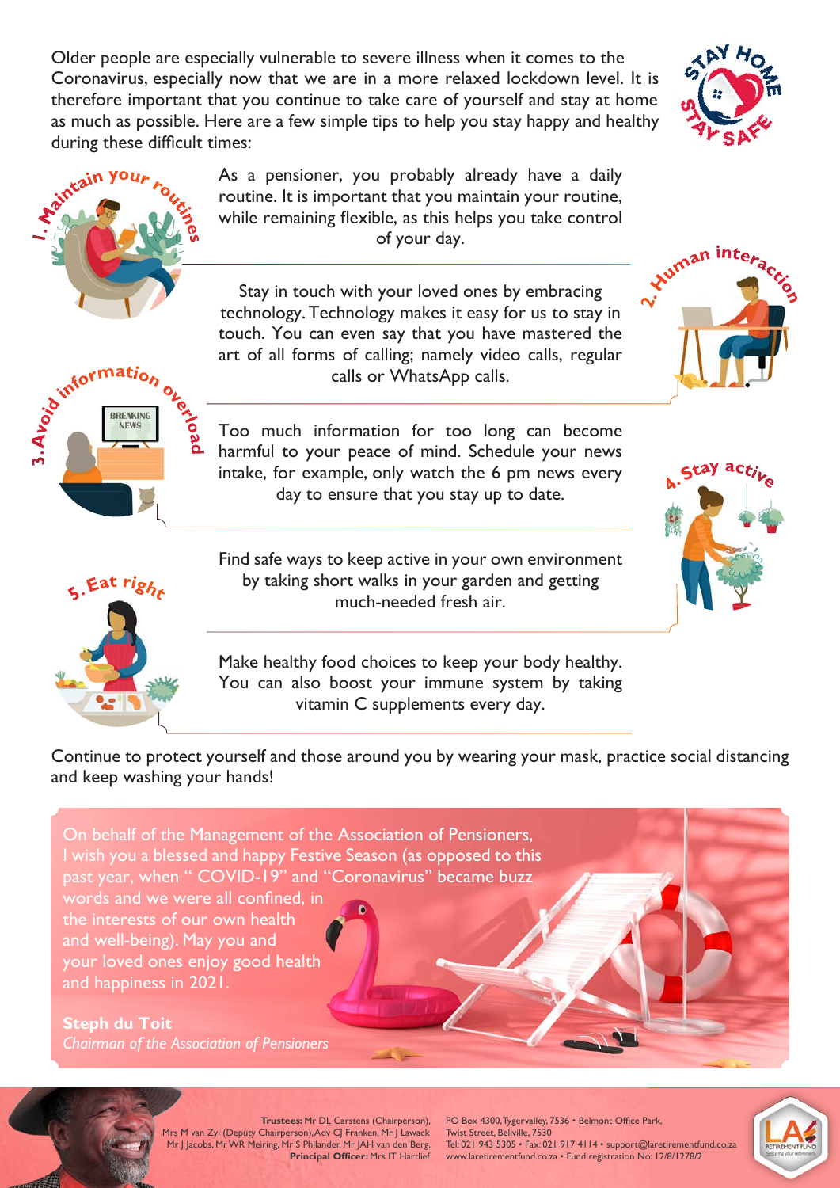Older people are especially vulnerable to severe illness when it comes to the Coronavirus, especially now that we are in a more relaxed lockdown level. It is therefore important that you continue to take care of yourself and stay at home as much as possible. Here are a few simple tips to help you stay happy and healthy during these difficult times:

STAY HOME STAY SAFE

## 1. Maintain your routines

As a pensioner, you probably already have a daily routine. It is important that you maintain your routine, while remaining flexible, as this helps you take control of your day.

## 2. Human interaction

Stay in touch with your loved ones by embracing technology. Technology makes it easy for us to stay in touch. You can even say that you have mastered the art of all forms of calling; namely video calls, regular calls or WhatsApp calls.

## 3. Avoid information overload

Too much information for too long can become harmful to your peace of mind. Schedule your news intake, for example, only watch the 6 pm news every day to ensure that you stay up to date.

## 4. Stay active

Find safe ways to keep active in your own environment by taking short walks in your garden and getting much-needed fresh air.

## 5. Eat right

Make healthy food choices to keep your body healthy. You can also boost your immune system by taking vitamin C supplements every day.

Continue to protect yourself and those around you by wearing your mask, practice social distancing and keep washing your hands!

On behalf of the Management of the Association of Pensioners, I wish you a blessed and happy Festive Season (as opposed to this past year, when " COVID-19" and "Coronavirus" became buzz words and we were all confined, in the interests of our own health and well-being). May you and your loved ones enjoy good health and happiness in 2021.

**Steph du Toit**
*Chairman of the Association of Pensioners*

**Trustees:** Mr DL Carstens (Chairperson), Mrs M van Zyl (Deputy Chairperson), Adv CJ Franken, Mr J Lawack Mr J Jacobs, Mr WR Meiring, Mr S Philander, Mr JAH van den Berg, **Principal Officer:** Mrs IT Hartlief

PO Box 4300, Tygervalley, 7536 • Belmont Office Park, Twist Street, Bellville, 7530
Tel: 021 943 5305 • Fax: 021 917 4114 • support@laretirementfund.co.za
www.laretirementfund.co.za • Fund registration No: 12/8/1278/2

LA RETIREMENT FUND Securing your retirement